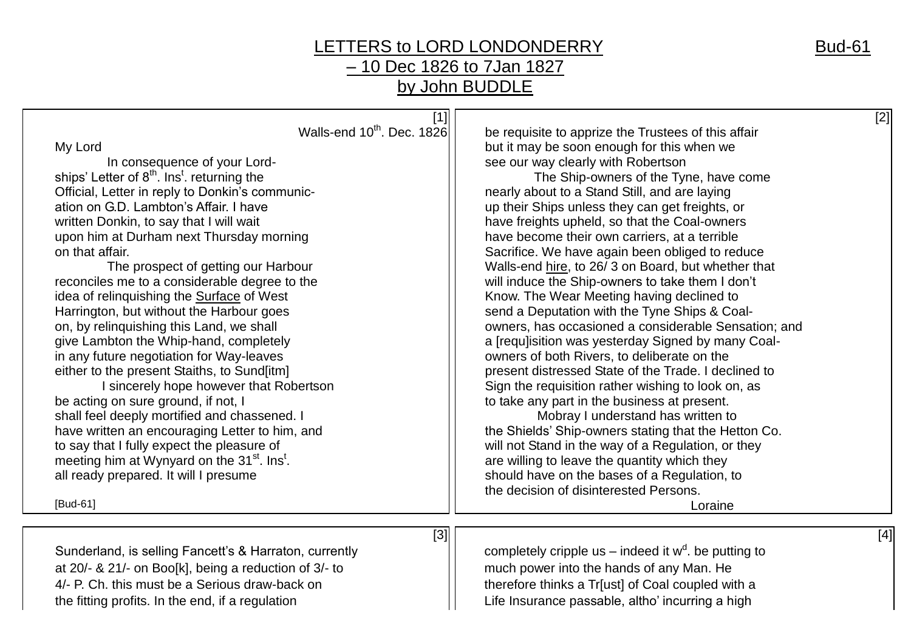# LETTERS to LORD LONDONDERRY – 10 Dec 1826 to 7Jan 1827 by John BUDDLE

Bud-61

[1]

Walls-end 10th. Dec. 1826

My Lord

In consequence of your Lordships' Letter of 8th. Inst. returning the Official, Letter in reply to Donkin's communication on G.D. Lambton's Affair. I have written Donkin, to say that I will wait upon him at Durham next Thursday morning on that affair.

The prospect of getting our Harbour reconciles me to a considerable degree to the idea of relinquishing the Surface of West Harrington, but without the Harbour goes on, by relinquishing this Land, we shall give Lambton the Whip-hand, completely in any future negotiation for Way-leaves either to the present Staiths, to Sund[itm]

I sincerely hope however that Robertson be acting on sure ground, if not, I shall feel deeply mortified and chassened. I have written an encouraging Letter to him, and to say that I fully expect the pleasure of meeting him at Wynyard on the 31st. Inst. all ready prepared. It will I presume

[Bud-61]

[2]

be requisite to apprize the Trustees of this affair but it may be soon enough for this when we see our way clearly with Robertson

The Ship-owners of the Tyne, have come nearly about to a Stand Still, and are laying up their Ships unless they can get freights, or have freights upheld, so that the Coal-owners have become their own carriers, at a terrible Sacrifice. We have again been obliged to reduce Walls-end hire, to 26/ 3 on Board, but whether that will induce the Ship-owners to take them I don't Know. The Wear Meeting having declined to send a Deputation with the Tyne Ships & Coal-owners, has occasioned a considerable Sensation; and a [requ]isition was yesterday Signed by many Coal-owners of both Rivers, to deliberate on the present distressed State of the Trade. I declined to Sign the requisition rather wishing to look on, as to take any part in the business at present.

Mobray I understand has written to the Shields' Ship-owners stating that the Hetton Co. will not Stand in the way of a Regulation, or they are willing to leave the quantity which they should have on the bases of a Regulation, to the decision of disinterested Persons.

Loraine

[3]

Sunderland, is selling Fancett's & Harraton, currently at 20/- & 21/- on Boo[k], being a reduction of 3/- to 4/- P. Ch. this must be a Serious draw-back on the fitting profits. In the end, if a regulation

[4]

completely cripple us – indeed it wd. be putting to much power into the hands of any Man. He therefore thinks a Tr[ust] of Coal coupled with a Life Insurance passable, altho' incurring a high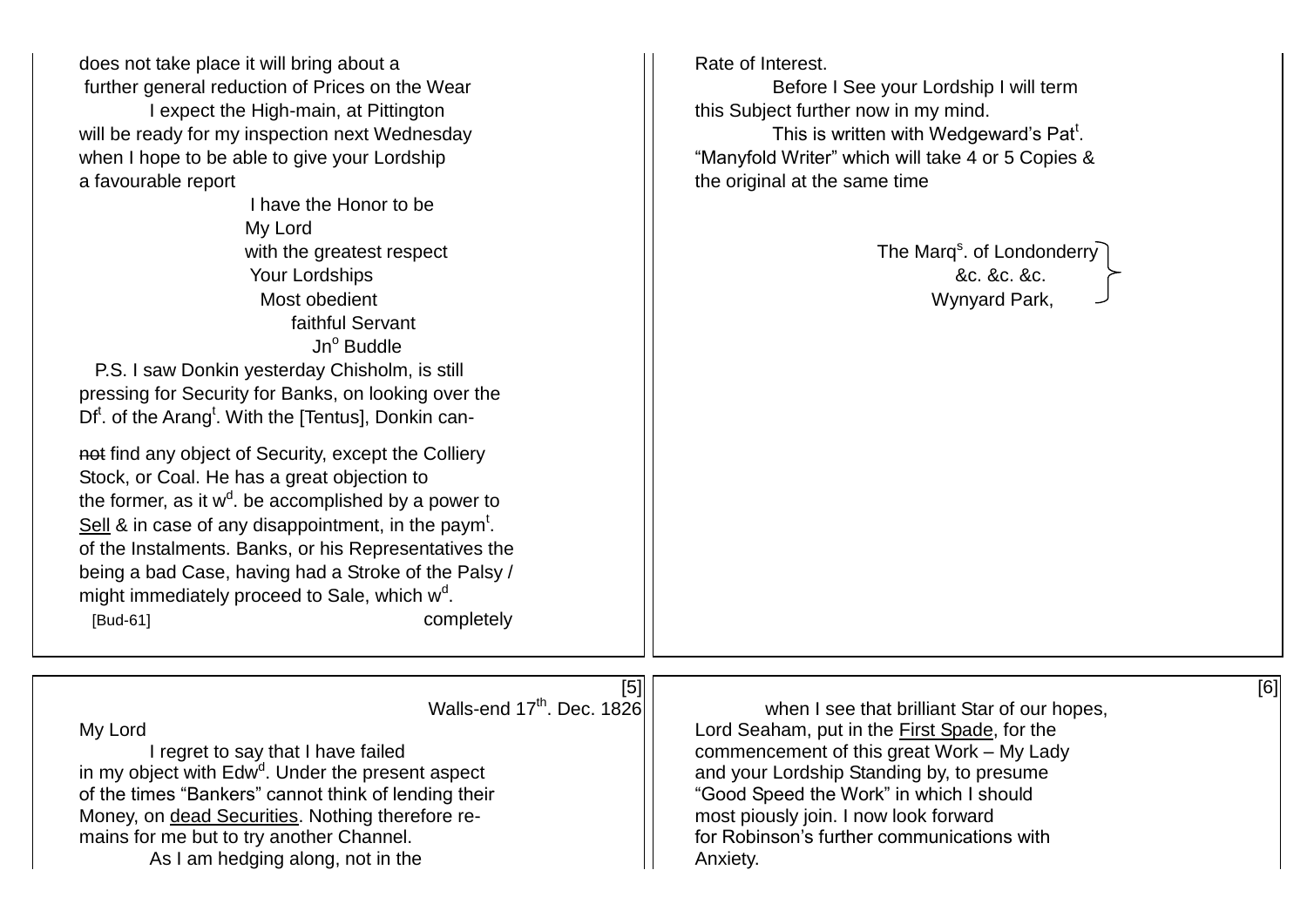does not take place it will bring about a
further general reduction of Prices on the Wear

I expect the High-main, at Pittington will be ready for my inspection next Wednesday when I hope to be able to give your Lordship a favourable report

I have the Honor to be
My Lord
with the greatest respect
Your Lordships
Most obedient
faithful Servant
Jn° Buddle

P.S. I saw Donkin yesterday Chisholm, is still pressing for Security for Banks, on looking over the Df$^{t}$. of the Arang$^{t}$. With the [Tentus], Donkin can-

~~not~~ find any object of Security, except the Colliery Stock, or Coal. He has a great objection to the former, as it w$^{d}$. be accomplished by a power to <u>Sell</u> & in case of any disappointment, in the paym$^{t}$. of the Instalments. Banks, or his Representatives the being a bad Case, having had a Stroke of the Palsy / might immediately proceed to Sale, which w$^{d}$.

[Bud-61] completely

Rate of Interest.

Before I See your Lordship I will term this Subject further now in my mind.

This is written with Wedgeward's Pat$^{t}$. "Manyfold Writer" which will take 4 or 5 Copies & the original at the same time

The Marq$^{s}$. of Londonderry
&c. &c. &c.
Wynyard Park,

[5]

Walls-end 17$^{th}$. Dec. 1826

My Lord

I regret to say that I have failed in my object with Edw$^{d}$. Under the present aspect of the times "Bankers" cannot think of lending their Money, on <u>dead Securities</u>. Nothing therefore remains for me but to try another Channel.

As I am hedging along, not in the

[6]

when I see that brilliant Star of our hopes, Lord Seaham, put in the <u>First Spade</u>, for the commencement of this great Work – My Lady and your Lordship Standing by, to presume "Good Speed the Work" in which I should most piously join. I now look forward for Robinson's further communications with Anxiety.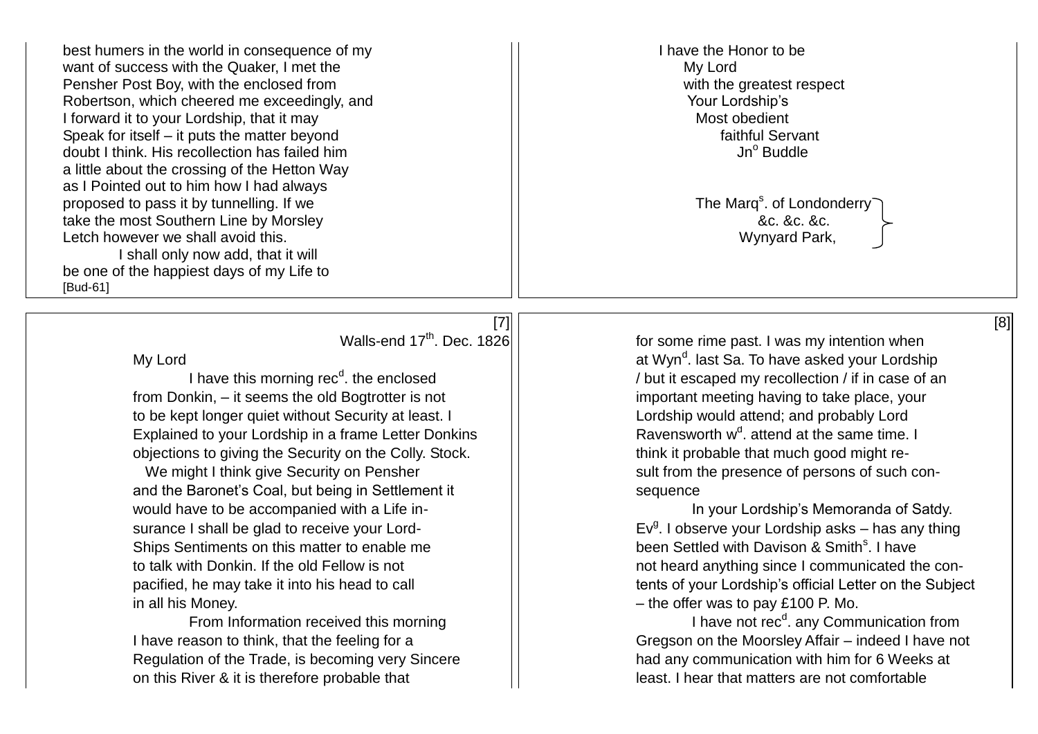best humers in the world in consequence of my want of success with the Quaker, I met the Pensher Post Boy, with the enclosed from Robertson, which cheered me exceedingly, and I forward it to your Lordship, that it may Speak for itself – it puts the matter beyond doubt I think. His recollection has failed him a little about the crossing of the Hetton Way as I Pointed out to him how I had always proposed to pass it by tunnelling. If we take the most Southern Line by Morsley Letch however we shall avoid this.

I shall only now add, that it will be one of the happiest days of my Life to

[Bud-61]

I have the Honor to be
My Lord
with the greatest respect
Your Lordship's
Most obedient
faithful Servant
Jn[o] Buddle

The Marq[s]. of Londonderry
&c. &c. &c.
Wynyard Park,

[7]

Walls-end 17[th]. Dec. 1826

My Lord

I have this morning rec[d]. the enclosed from Donkin, – it seems the old Bogtrotter is not to be kept longer quiet without Security at least. I Explained to your Lordship in a frame Letter Donkins objections to giving the Security on the Colly. Stock.

We might I think give Security on Pensher and the Baronet's Coal, but being in Settlement it would have to be accompanied with a Life insurance I shall be glad to receive your LordShips Sentiments on this matter to enable me to talk with Donkin. If the old Fellow is not pacified, he may take it into his head to call in all his Money.

From Information received this morning I have reason to think, that the feeling for a Regulation of the Trade, is becoming very Sincere on this River & it is therefore probable that

[8]

for some rime past. I was my intention when at Wyn[d]. last Sa. To have asked your Lordship / but it escaped my recollection / if in case of an important meeting having to take place, your Lordship would attend; and probably Lord Ravensworth w[d]. attend at the same time. I think it probable that much good might result from the presence of persons of such consequence

In your Lordship's Memoranda of Satdy. Ev[g]. I observe your Lordship asks – has any thing been Settled with Davison & Smith[s]. I have not heard anything since I communicated the contents of your Lordship's official Letter on the Subject – the offer was to pay £100 P. Mo.

I have not rec[d]. any Communication from Gregson on the Moorsley Affair – indeed I have not had any communication with him for 6 Weeks at least. I hear that matters are not comfortable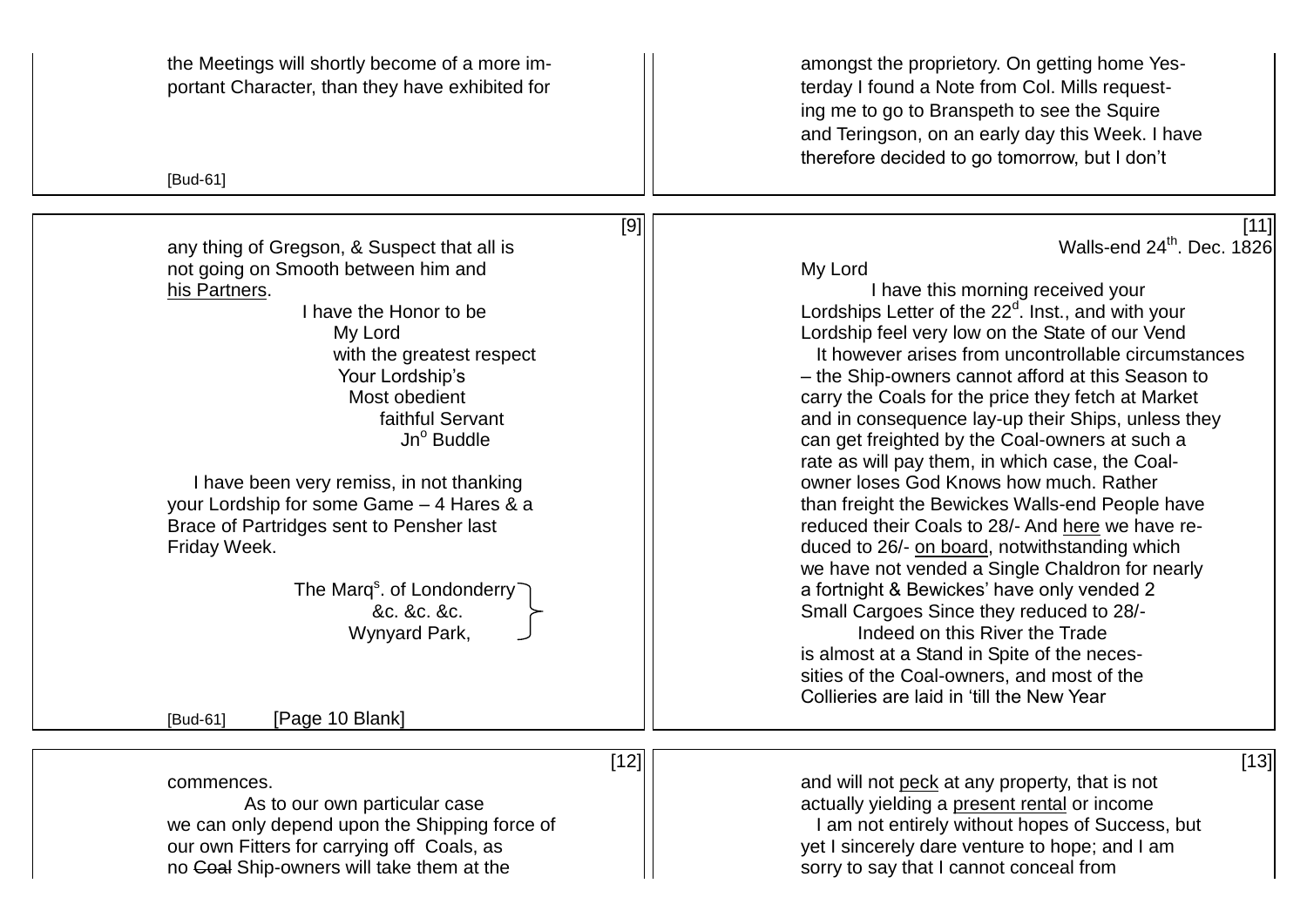the Meetings will shortly become of a more important Character, than they have exhibited for

[Bud-61]

amongst the proprietory. On getting home Yesterday I found a Note from Col. Mills requesting me to go to Branspeth to see the Squire and Teringson, on an early day this Week. I have therefore decided to go tomorrow, but I don't

[9]

any thing of Gregson, & Suspect that all is not going on Smooth between him and his Partners.

I have the Honor to be
My Lord
with the greatest respect
Your Lordship's
Most obedient
faithful Servant
Jn^o Buddle

I have been very remiss, in not thanking your Lordship for some Game – 4 Hares & a Brace of Partridges sent to Pensher last Friday Week.

The Marq^s. of Londonderry
&c. &c. &c.
Wynyard Park,

[Bud-61] [Page 10 Blank]

[11]

Walls-end 24^th. Dec. 1826

My Lord

I have this morning received your Lordships Letter of the 22^d. Inst., and with your Lordship feel very low on the State of our Vend

It however arises from uncontrollable circumstances – the Ship-owners cannot afford at this Season to carry the Coals for the price they fetch at Market and in consequence lay-up their Ships, unless they can get freighted by the Coal-owners at such a rate as will pay them, in which case, the Coal-owner loses God Knows how much. Rather than freight the Bewickes Walls-end People have reduced their Coals to 28/- And here we have reduced to 26/- on board, notwithstanding which we have not vended a Single Chaldron for nearly a fortnight & Bewickes' have only vended 2 Small Cargoes Since they reduced to 28/-

Indeed on this River the Trade is almost at a Stand in Spite of the necessities of the Coal-owners, and most of the Collieries are laid in 'till the New Year

[12]

commences.

As to our own particular case we can only depend upon the Shipping force of our own Fitters for carrying off Coals, as no ~~Coal~~ Ship-owners will take them at the

[13]

and will not peck at any property, that is not actually yielding a present rental or income

I am not entirely without hopes of Success, but yet I sincerely dare venture to hope; and I am sorry to say that I cannot conceal from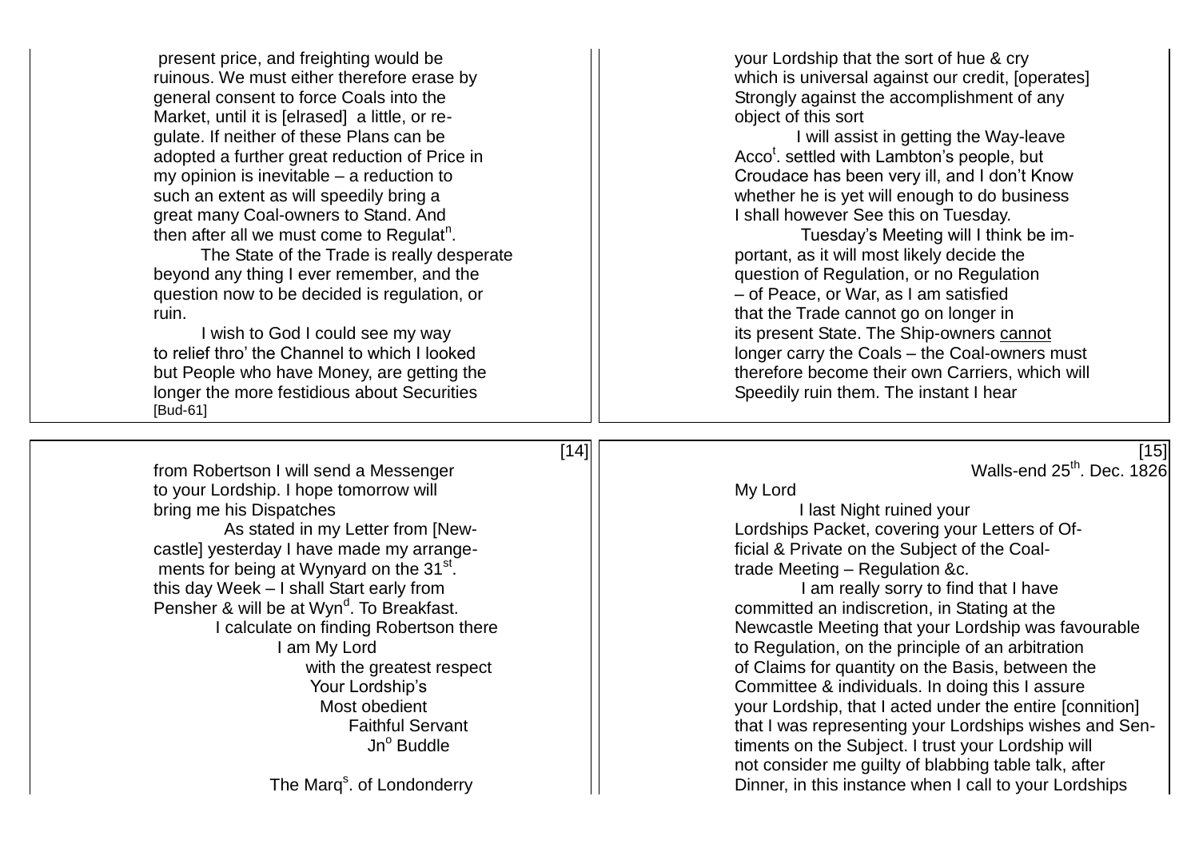present price, and freighting would be ruinous. We must either therefore erase by general consent to force Coals into the Market, until it is [elrased] a little, or regulate. If neither of these Plans can be adopted a further great reduction of Price in my opinion is inevitable – a reduction to such an extent as will speedily bring a great many Coal-owners to Stand. And then after all we must come to Regulat[n].

The State of the Trade is really desperate beyond any thing I ever remember, and the question now to be decided is regulation, or ruin.

I wish to God I could see my way to relief thro' the Channel to which I looked but People who have Money, are getting the longer the more festidious about Securities

[Bud-61]

your Lordship that the sort of hue & cry which is universal against our credit, [operates] Strongly against the accomplishment of any object of this sort

I will assist in getting the Way-leave Acco[t]. settled with Lambton's people, but Croudace has been very ill, and I don't Know whether he is yet will enough to do business I shall however See this on Tuesday.

Tuesday's Meeting will I think be important, as it will most likely decide the question of Regulation, or no Regulation – of Peace, or War, as I am satisfied that the Trade cannot go on longer in its present State. The Ship-owners cannot longer carry the Coals – the Coal-owners must therefore become their own Carriers, which will Speedily ruin them. The instant I hear

[14]

from Robertson I will send a Messenger to your Lordship. I hope tomorrow will bring me his Dispatches

As stated in my Letter from [Newcastle] yesterday I have made my arrangements for being at Wynyard on the 31[st]. this day Week – I shall Start early from Pensher & will be at Wyn[d]. To Breakfast.

I calculate on finding Robertson there

I am My Lord
with the greatest respect
Your Lordship's
Most obedient
Faithful Servant
Jn[o] Buddle

The Marq[s]. of Londonderry

[15]

Walls-end 25[th]. Dec. 1826

My Lord

I last Night ruined your Lordships Packet, covering your Letters of Official & Private on the Subject of the Coal-trade Meeting – Regulation &c.

I am really sorry to find that I have committed an indiscretion, in Stating at the Newcastle Meeting that your Lordship was favourable to Regulation, on the principle of an arbitration of Claims for quantity on the Basis, between the Committee & individuals. In doing this I assure your Lordship, that I acted under the entire [connition] that I was representing your Lordships wishes and Sentiments on the Subject. I trust your Lordship will not consider me guilty of blabbing table talk, after Dinner, in this instance when I call to your Lordships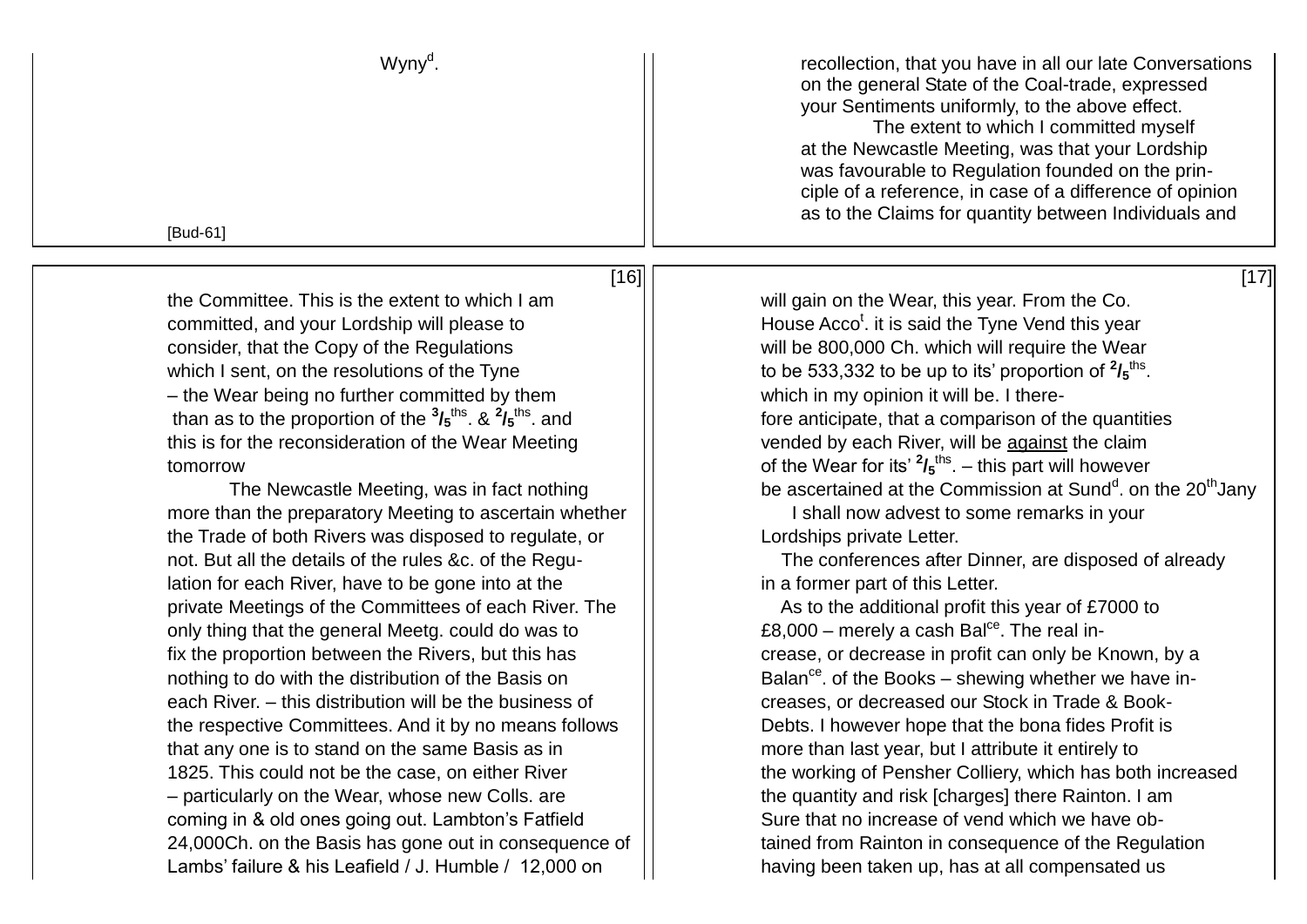Wyny[d].

[Bud-61]

recollection, that you have in all our late Conversations on the general State of the Coal-trade, expressed your Sentiments uniformly, to the above effect.

The extent to which I committed myself at the Newcastle Meeting, was that your Lordship was favourable to Regulation founded on the principle of a reference, in case of a difference of opinion as to the Claims for quantity between Individuals and

[16]

the Committee. This is the extent to which I am committed, and your Lordship will please to consider, that the Copy of the Regulations which I sent, on the resolutions of the Tyne – the Wear being no further committed by them than as to the proportion of the $^{3}/_{5}$[ths]. & $^{2}/_{5}$[ths]. and this is for the reconsideration of the Wear Meeting tomorrow

The Newcastle Meeting, was in fact nothing more than the preparatory Meeting to ascertain whether the Trade of both Rivers was disposed to regulate, or not. But all the details of the rules &c. of the Regulation for each River, have to be gone into at the private Meetings of the Committees of each River. The only thing that the general Meetg. could do was to fix the proportion between the Rivers, but this has nothing to do with the distribution of the Basis on each River. – this distribution will be the business of the respective Committees. And it by no means follows that any one is to stand on the same Basis as in 1825. This could not be the case, on either River – particularly on the Wear, whose new Colls. are coming in & old ones going out. Lambton's Fatfield 24,000Ch. on the Basis has gone out in consequence of Lambs' failure & his Leafield / J. Humble / 12,000 on

[17]

will gain on the Wear, this year. From the Co. House Acco[t]. it is said the Tyne Vend this year will be 800,000 Ch. which will require the Wear to be 533,332 to be up to its' proportion of $^{2}/_{5}$[ths]. which in my opinion it will be. I therefore anticipate, that a comparison of the quantities vended by each River, will be <u>against</u> the claim of the Wear for its' $^{2}/_{5}$[ths]. – this part will however be ascertained at the Commission at Sund[d]. on the 20[th]Jany

I shall now advest to some remarks in your Lordships private Letter.

The conferences after Dinner, are disposed of already in a former part of this Letter.

As to the additional profit this year of £7000 to £8,000 – merely a cash Bal[ce]. The real increase, or decrease in profit can only be Known, by a Balan[ce]. of the Books – shewing whether we have increases, or decreased our Stock in Trade & Book-Debts. I however hope that the bona fides Profit is more than last year, but I attribute it entirely to the working of Pensher Colliery, which has both increased the quantity and risk [charges] there Rainton. I am Sure that no increase of vend which we have obtained from Rainton in consequence of the Regulation having been taken up, has at all compensated us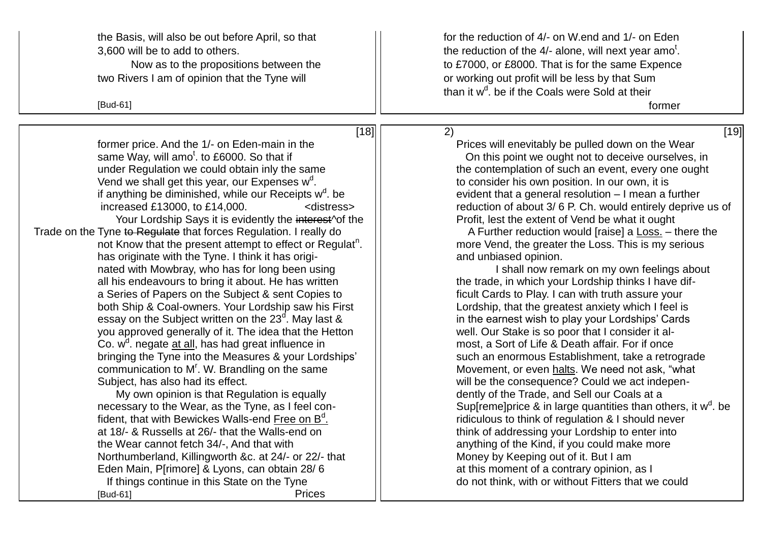the Basis, will also be out before April, so that 3,600 will be to add to others.

Now as to the propositions between the two Rivers I am of opinion that the Tyne will

[Bud-61]

for the reduction of 4/- on W.end and 1/- on Eden the reduction of the 4/- alone, will next year amo[t]. to £7000, or £8000. That is for the same Expence or working out profit will be less by that Sum than it w[d]. be if the Coals were Sold at their former

[18]

former price. And the 1/- on Eden-main in the same Way, will amo[t]. to £6000. So that if under Regulation we could obtain inly the same Vend we shall get this year, our Expenses w[d]. if anything be diminished, while our Receipts w[d]. be increased £13000, to £14,000. <distress>

Your Lordship Says it is evidently the ~~interest~~^of the Trade on the Tyne ~~to Regulate~~ that forces Regulation. I really do not Know that the present attempt to effect or Regulat[n]. has originate with the Tyne. I think it has originated with Mowbray, who has for long been using all his endeavours to bring it about. He has written a Series of Papers on the Subject & sent Copies to both Ship & Coal-owners. Your Lordship saw his First essay on the Subject written on the 23[d]. May last & you approved generally of it. The idea that the Hetton Co. w[d]. negate <u>at all</u>, has had great influence in bringing the Tyne into the Measures & your Lordships' communication to M[r]. W. Brandling on the same Subject, has also had its effect.

My own opinion is that Regulation is equally necessary to the Wear, as the Tyne, as I feel confident, that with Bewickes Walls-end <u>Free on B[d].</u> at 18/- & Russells at 26/- that the Walls-end on the Wear cannot fetch 34/-, And that with Northumberland, Killingworth &c. at 24/- or 22/- that Eden Main, P[rimore] & Lyons, can obtain 28/ 6

If things continue in this State on the Tyne Prices

[Bud-61]

[19]

2) Prices will enevitably be pulled down on the Wear

On this point we ought not to deceive ourselves, in the contemplation of such an event, every one ought to consider his own position. In our own, it is evident that a general resolution – I mean a further reduction of about 3/ 6 P. Ch. would entirely deprive us of Profit, lest the extent of Vend be what it ought

A Further reduction would [raise] a <u>Loss.</u> – there the more Vend, the greater the Loss. This is my serious and unbiased opinion.

I shall now remark on my own feelings about the trade, in which your Lordship thinks I have difficult Cards to Play. I can with truth assure your Lordship, that the greatest anxiety which I feel is in the earnest wish to play your Lordships' Cards well. Our Stake is so poor that I consider it almost, a Sort of Life & Death affair. For if once such an enormous Establishment, take a retrograde Movement, or even <u>halts</u>. We need not ask, "what will be the consequence? Could we act independently of the Trade, and Sell our Coals at a Sup[reme]price & in large quantities than others, it w[d]. be ridiculous to think of regulation & I should never think of addressing your Lordship to enter into anything of the Kind, if you could make more Money by Keeping out of it. But I am at this moment of a contrary opinion, as I do not think, with or without Fitters that we could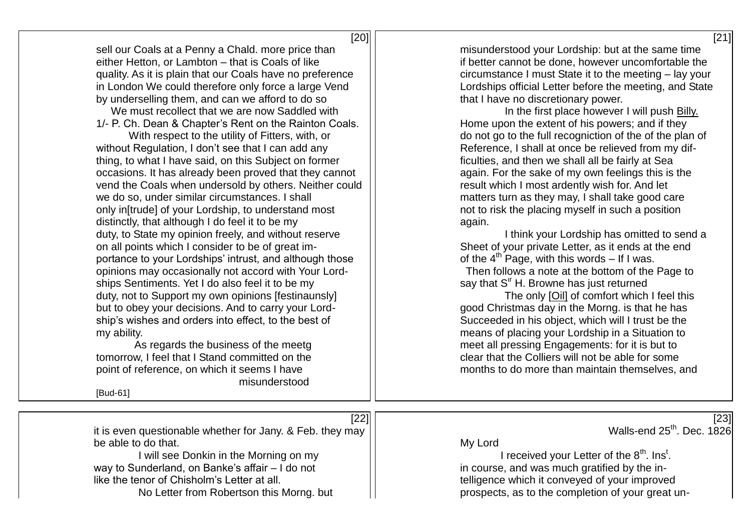[20]

sell our Coals at a Penny a Chald. more price than either Hetton, or Lambton – that is Coals of like quality. As it is plain that our Coals have no preference in London We could therefore only force a large Vend by underselling them, and can we afford to do so

We must recollect that we are now Saddled with 1/- P. Ch. Dean & Chapter's Rent on the Rainton Coals.

With respect to the utility of Fitters, with, or without Regulation, I don't see that I can add any thing, to what I have said, on this Subject on former occasions. It has already been proved that they cannot vend the Coals when undersold by others. Neither could we do so, under similar circumstances. I shall only in[trude] of your Lordship, to understand most distinctly, that although I do feel it to be my duty, to State my opinion freely, and without reserve on all points which I consider to be of great importance to your Lordships' intrust, and although those opinions may occasionally not accord with Your Lordships Sentiments. Yet I do also feel it to be my duty, not to Support my own opinions [festinaunsly] but to obey your decisions. And to carry your Lordship's wishes and orders into effect, to the best of my ability.

As regards the business of the meetg tomorrow, I feel that I Stand committed on the point of reference, on which it seems I have misunderstood

[Bud-61]

[21]

misunderstood your Lordship: but at the same time if better cannot be done, however uncomfortable the circumstance I must State it to the meeting – lay your Lordships official Letter before the meeting, and State that I have no discretionary power.

In the first place however I will push Billy. Home upon the extent of his powers; and if they do not go to the full recogniction of the of the plan of Reference, I shall at once be relieved from my difficulties, and then we shall all be fairly at Sea again. For the sake of my own feelings this is the result which I most ardently wish for. And let matters turn as they may, I shall take good care not to risk the placing myself in such a position again.

I think your Lordship has omitted to send a Sheet of your private Letter, as it ends at the end of the 4th Page, with this words – If I was.

Then follows a note at the bottom of the Page to say that Sir H. Browne has just returned

The only [Oil] of comfort which I feel this good Christmas day in the Morng. is that he has Succeeded in his object, which will I trust be the means of placing your Lordship in a Situation to meet all pressing Engagements: for it is but to clear that the Colliers will not be able for some months to do more than maintain themselves, and

[22]

it is even questionable whether for Jany. & Feb. they may be able to do that.

I will see Donkin in the Morning on my way to Sunderland, on Banke's affair – I do not like the tenor of Chisholm's Letter at all.

No Letter from Robertson this Morng. but

[23]

Walls-end 25th. Dec. 1826

My Lord

I received your Letter of the 8th. Inst. in course, and was much gratified by the intelligence which it conveyed of your improved prospects, as to the completion of your great un-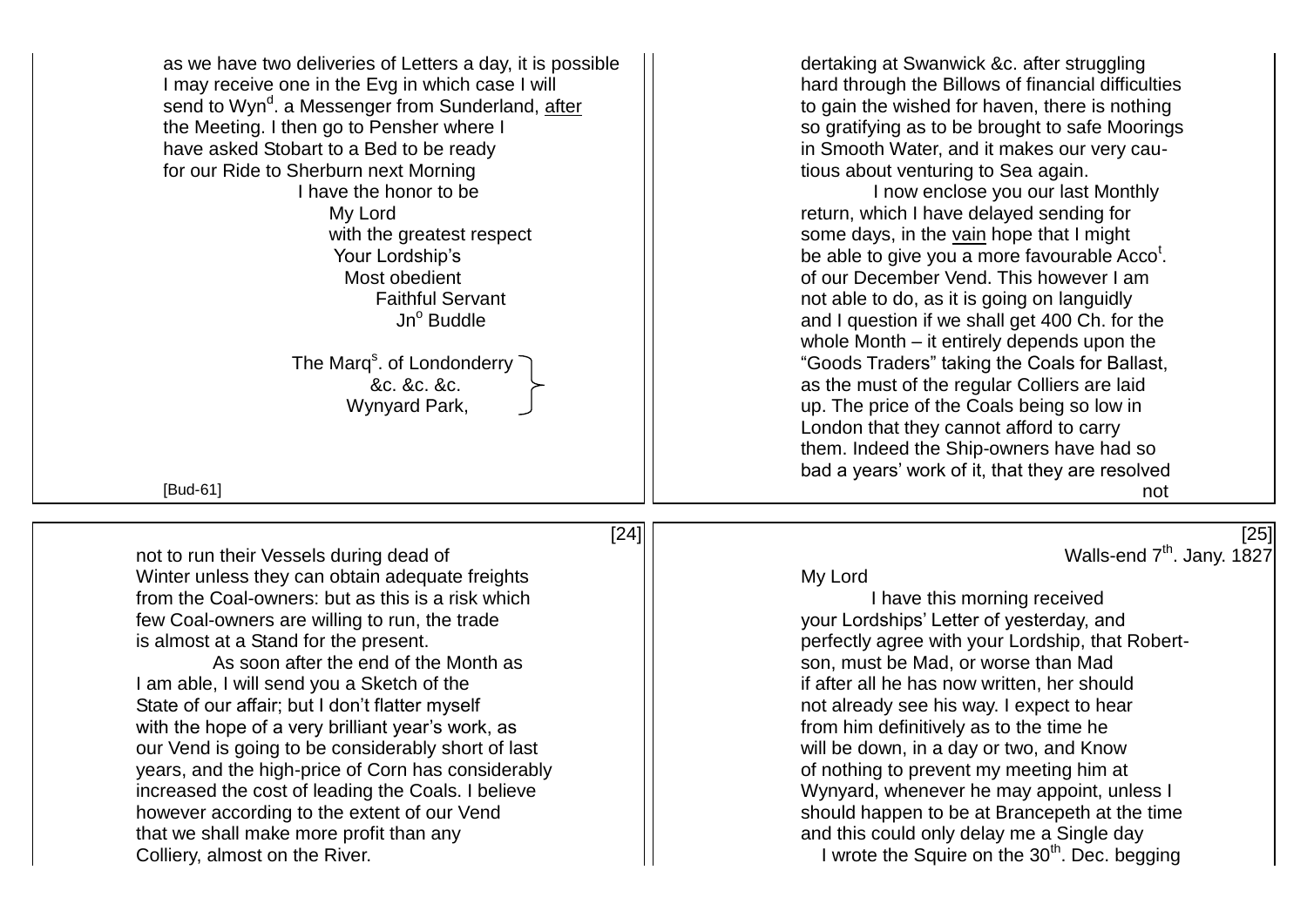as we have two deliveries of Letters a day, it is possible
I may receive one in the Evg in which case I will
send to Wyn[d]. a Messenger from Sunderland, <u>after</u>
the Meeting. I then go to Pensher where I
have asked Stobart to a Bed to be ready
for our Ride to Sherburn next Morning

I have the honor to be
My Lord
with the greatest respect
Your Lordship's
Most obedient
Faithful Servant
Jn[o] Buddle

The Marq[s]. of Londonderry
&c. &c. &c.
Wynyard Park,

[Bud-61]

dertaking at Swanwick &c. after struggling
hard through the Billows of financial difficulties
to gain the wished for haven, there is nothing
so gratifying as to be brought to safe Moorings
in Smooth Water, and it makes our very cau-
tious about venturing to Sea again.

I now enclose you our last Monthly
return, which I have delayed sending for
some days, in the <u>vain</u> hope that I might
be able to give you a more favourable Acco[t].
of our December Vend. This however I am
not able to do, as it is going on languidly
and I question if we shall get 400 Ch. for the
whole Month – it entirely depends upon the
"Goods Traders" taking the Coals for Ballast,
as the must of the regular Colliers are laid
up. The price of the Coals being so low in
London that they cannot afford to carry
them. Indeed the Ship-owners have had so
bad a years' work of it, that they are resolved
not

[24]

not to run their Vessels during dead of
Winter unless they can obtain adequate freights
from the Coal-owners: but as this is a risk which
few Coal-owners are willing to run, the trade
is almost at a Stand for the present.

As soon after the end of the Month as
I am able, I will send you a Sketch of the
State of our affair; but I don't flatter myself
with the hope of a very brilliant year's work, as
our Vend is going to be considerably short of last
years, and the high-price of Corn has considerably
increased the cost of leading the Coals. I believe
however according to the extent of our Vend
that we shall make more profit than any
Colliery, almost on the River.

[25]

Walls-end 7[th]. Jany. 1827

My Lord

I have this morning received
your Lordships' Letter of yesterday, and
perfectly agree with your Lordship, that Robert-
son, must be Mad, or worse than Mad
if after all he has now written, her should
not already see his way. I expect to hear
from him definitively as to the time he
will be down, in a day or two, and Know
of nothing to prevent my meeting him at
Wynyard, whenever he may appoint, unless I
should happen to be at Brancepeth at the time
and this could only delay me a Single day

I wrote the Squire on the 30[th]. Dec. begging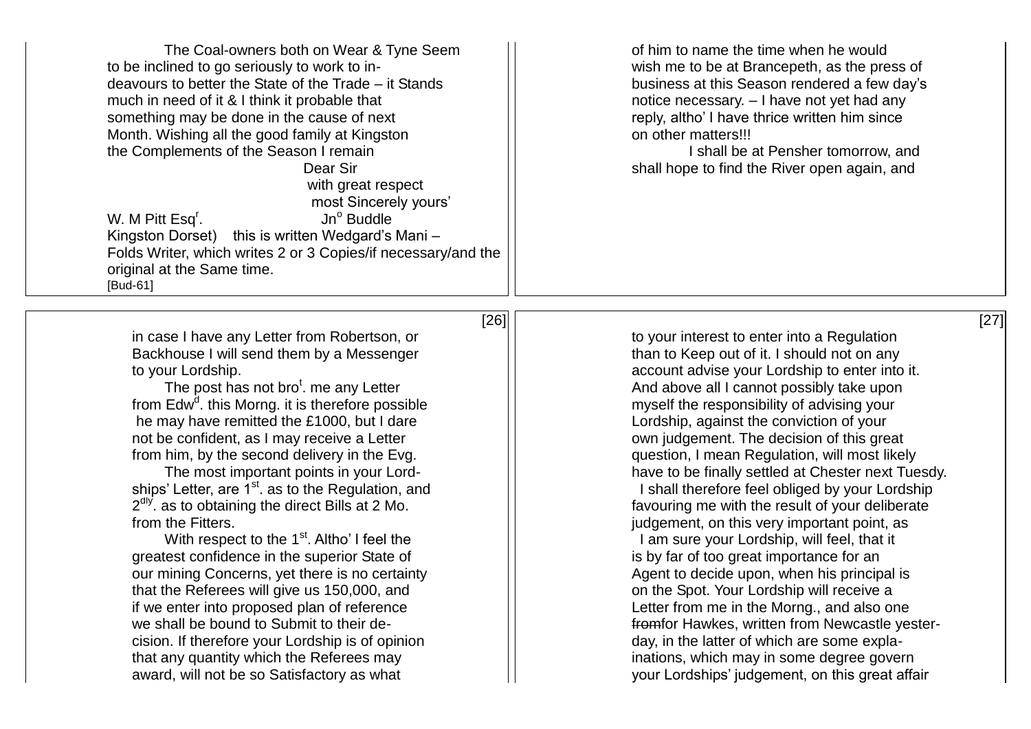The Coal-owners both on Wear & Tyne Seem to be inclined to go seriously to work to indeavours to better the State of the Trade – it Stands much in need of it & I think it probable that something may be done in the cause of next Month. Wishing all the good family at Kingston the Complements of the Season I remain

Dear Sir
with great respect
most Sincerely yours'

W. M Pitt Esq[r].
Kingston Dorset)

Jn[o] Buddle

this is written Wedgard's Mani – Folds Writer, which writes 2 or 3 Copies/if necessary/and the original at the Same time.

[Bud-61]

of him to name the time when he would wish me to be at Brancepeth, as the press of business at this Season rendered a few day's notice necessary. – I have not yet had any reply, altho' I have thrice written him since on other matters!!!

I shall be at Pensher tomorrow, and shall hope to find the River open again, and

[26]

in case I have any Letter from Robertson, or Backhouse I will send them by a Messenger to your Lordship.

The post has not bro[t]. me any Letter from Edw[d]. this Morng. it is therefore possible he may have remitted the £1000, but I dare not be confident, as I may receive a Letter from him, by the second delivery in the Evg.

The most important points in your Lordships' Letter, are 1[st]. as to the Regulation, and 2[dly]. as to obtaining the direct Bills at 2 Mo. from the Fitters.

With respect to the 1[st]. Altho' I feel the greatest confidence in the superior State of our mining Concerns, yet there is no certainty that the Referees will give us 150,000, and if we enter into proposed plan of reference we shall be bound to Submit to their decision. If therefore your Lordship is of opinion that any quantity which the Referees may award, will not be so Satisfactory as what

[27]

to your interest to enter into a Regulation than to Keep out of it. I should not on any account advise your Lordship to enter into it. And above all I cannot possibly take upon myself the responsibility of advising your Lordship, against the conviction of your own judgement. The decision of this great question, I mean Regulation, will most likely have to be finally settled at Chester next Tuesdy.

I shall therefore feel obliged by your Lordship favouring me with the result of your deliberate judgement, on this very important point, as I am sure your Lordship, will feel, that it is by far of too great importance for an Agent to decide upon, when his principal is on the Spot. Your Lordship will receive a Letter from me in the Morng., and also one ~~from~~for Hawkes, written from Newcastle yesterday, in the latter of which are some explainations, which may in some degree govern your Lordships' judgement, on this great affair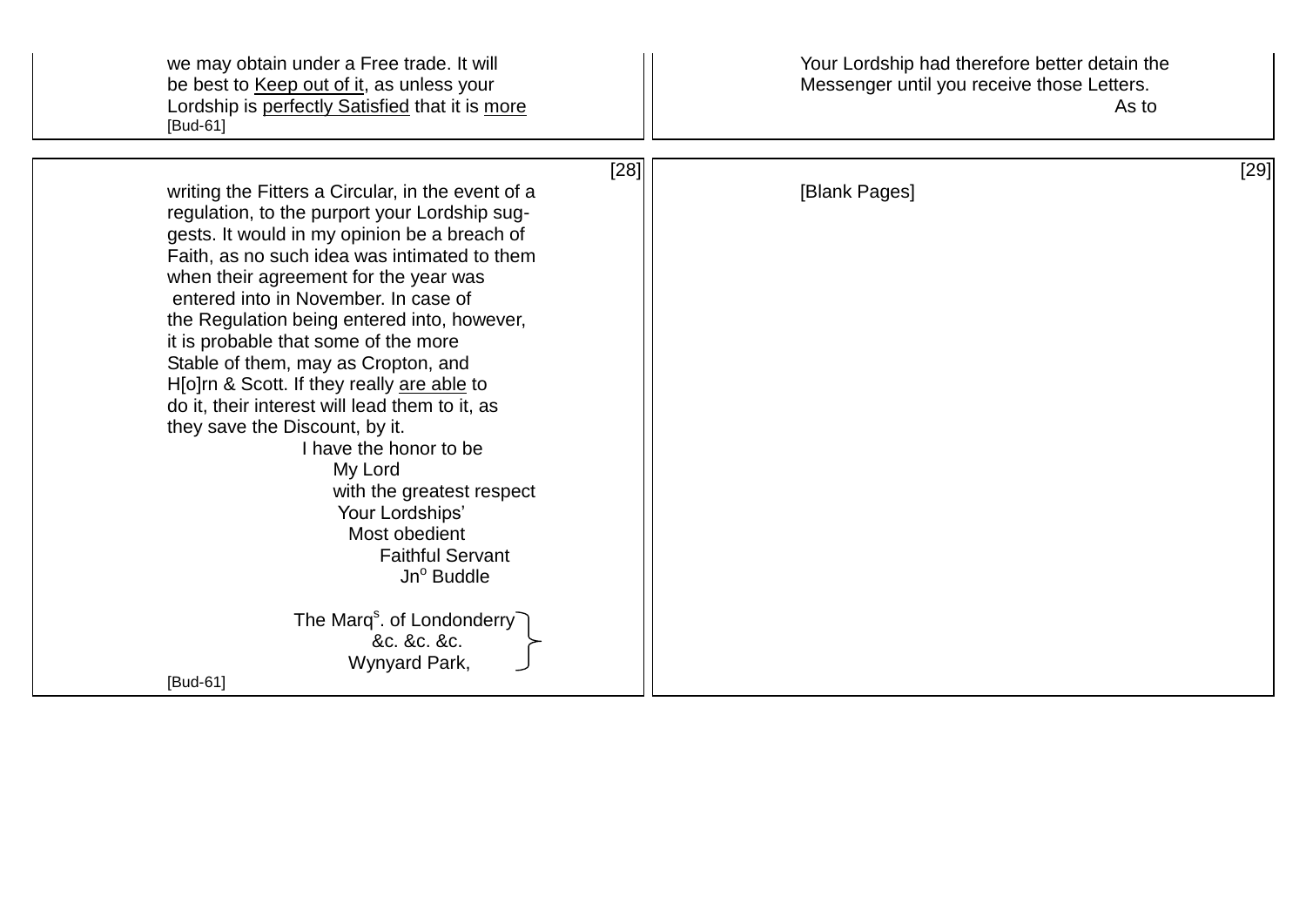we may obtain under a Free trade. It will
be best to Keep out of it, as unless your
Lordship is perfectly Satisfied that it is more
[Bud-61]

Your Lordship had therefore better detain the
Messenger until you receive those Letters.
As to

[28]

writing the Fitters a Circular, in the event of a
regulation, to the purport your Lordship sug-
gests. It would in my opinion be a breach of
Faith, as no such idea was intimated to them
when their agreement for the year was
entered into in November. In case of
the Regulation being entered into, however,
it is probable that some of the more
Stable of them, may as Cropton, and
H[o]rn & Scott. If they really are able to
do it, their interest will lead them to it, as
they save the Discount, by it.

I have the honor to be
My Lord
with the greatest respect
Your Lordships'
Most obedient
Faithful Servant
Jn[o] Buddle

The Marq[s]. of Londonderry
&c. &c. &c.
Wynyard Park,

[Bud-61]

[29]

[Blank Pages]